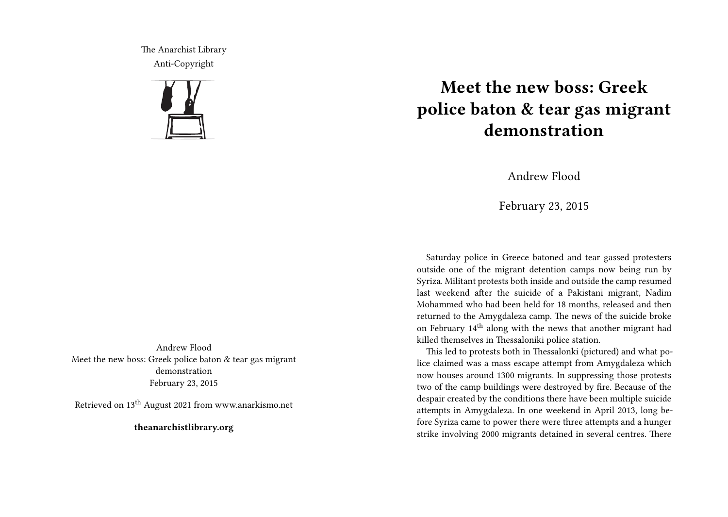The Anarchist Library
Anti-Copyright

Andrew Flood
Meet the new boss: Greek police baton & tear gas migrant demonstration
February 23, 2015

Retrieved on 13th August 2021 from www.anarkismo.net

**theanarchistlibrary.org**

# Meet the new boss: Greek police baton & tear gas migrant demonstration

Andrew Flood

February 23, 2015

Saturday police in Greece batoned and tear gassed protesters outside one of the migrant detention camps now being run by Syriza. Militant protests both inside and outside the camp resumed last weekend after the suicide of a Pakistani migrant, Nadim Mohammed who had been held for 18 months, released and then returned to the Amygdaleza camp. The news of the suicide broke on February 14th along with the news that another migrant had killed themselves in Thessaloniki police station.

This led to protests both in Thessalonki (pictured) and what police claimed was a mass escape attempt from Amygdaleza which now houses around 1300 migrants. In suppressing those protests two of the camp buildings were destroyed by fire. Because of the despair created by the conditions there have been multiple suicide attempts in Amygdaleza. In one weekend in April 2013, long before Syriza came to power there were three attempts and a hunger strike involving 2000 migrants detained in several centres. There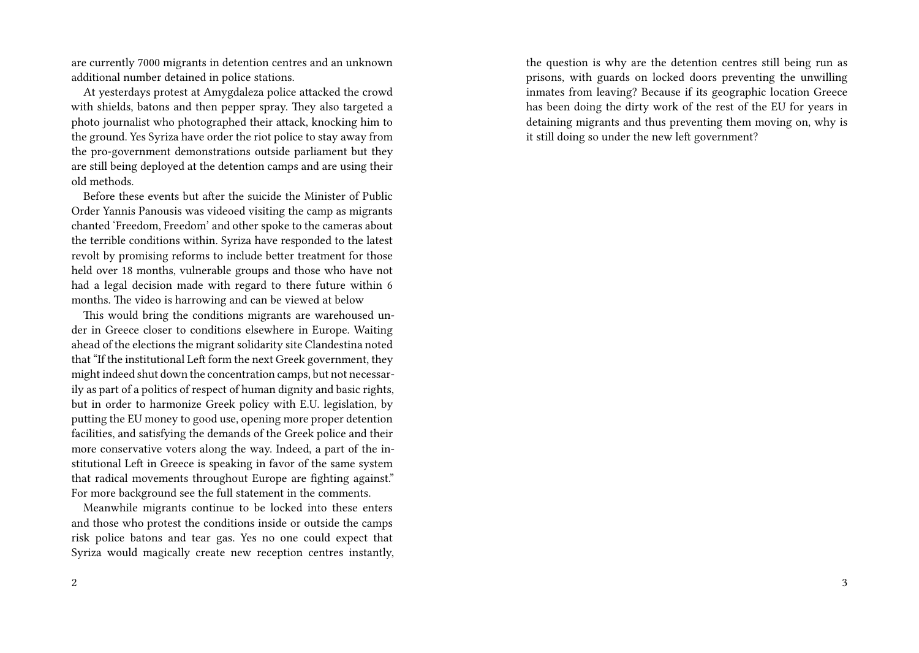are currently 7000 migrants in detention centres and an unknown additional number detained in police stations.

At yesterdays protest at Amygdaleza police attacked the crowd with shields, batons and then pepper spray. They also targeted a photo journalist who photographed their attack, knocking him to the ground. Yes Syriza have order the riot police to stay away from the pro-government demonstrations outside parliament but they are still being deployed at the detention camps and are using their old methods.

Before these events but after the suicide the Minister of Public Order Yannis Panousis was videoed visiting the camp as migrants chanted 'Freedom, Freedom' and other spoke to the cameras about the terrible conditions within. Syriza have responded to the latest revolt by promising reforms to include better treatment for those held over 18 months, vulnerable groups and those who have not had a legal decision made with regard to there future within 6 months. The video is harrowing and can be viewed at below

This would bring the conditions migrants are warehoused under in Greece closer to conditions elsewhere in Europe. Waiting ahead of the elections the migrant solidarity site Clandestina noted that "If the institutional Left form the next Greek government, they might indeed shut down the concentration camps, but not necessarily as part of a politics of respect of human dignity and basic rights, but in order to harmonize Greek policy with E.U. legislation, by putting the EU money to good use, opening more proper detention facilities, and satisfying the demands of the Greek police and their more conservative voters along the way. Indeed, a part of the institutional Left in Greece is speaking in favor of the same system that radical movements throughout Europe are fighting against." For more background see the full statement in the comments.

Meanwhile migrants continue to be locked into these enters and those who protest the conditions inside or outside the camps risk police batons and tear gas. Yes no one could expect that Syriza would magically create new reception centres instantly, the question is why are the detention centres still being run as prisons, with guards on locked doors preventing the unwilling inmates from leaving? Because if its geographic location Greece has been doing the dirty work of the rest of the EU for years in detaining migrants and thus preventing them moving on, why is it still doing so under the new left government?